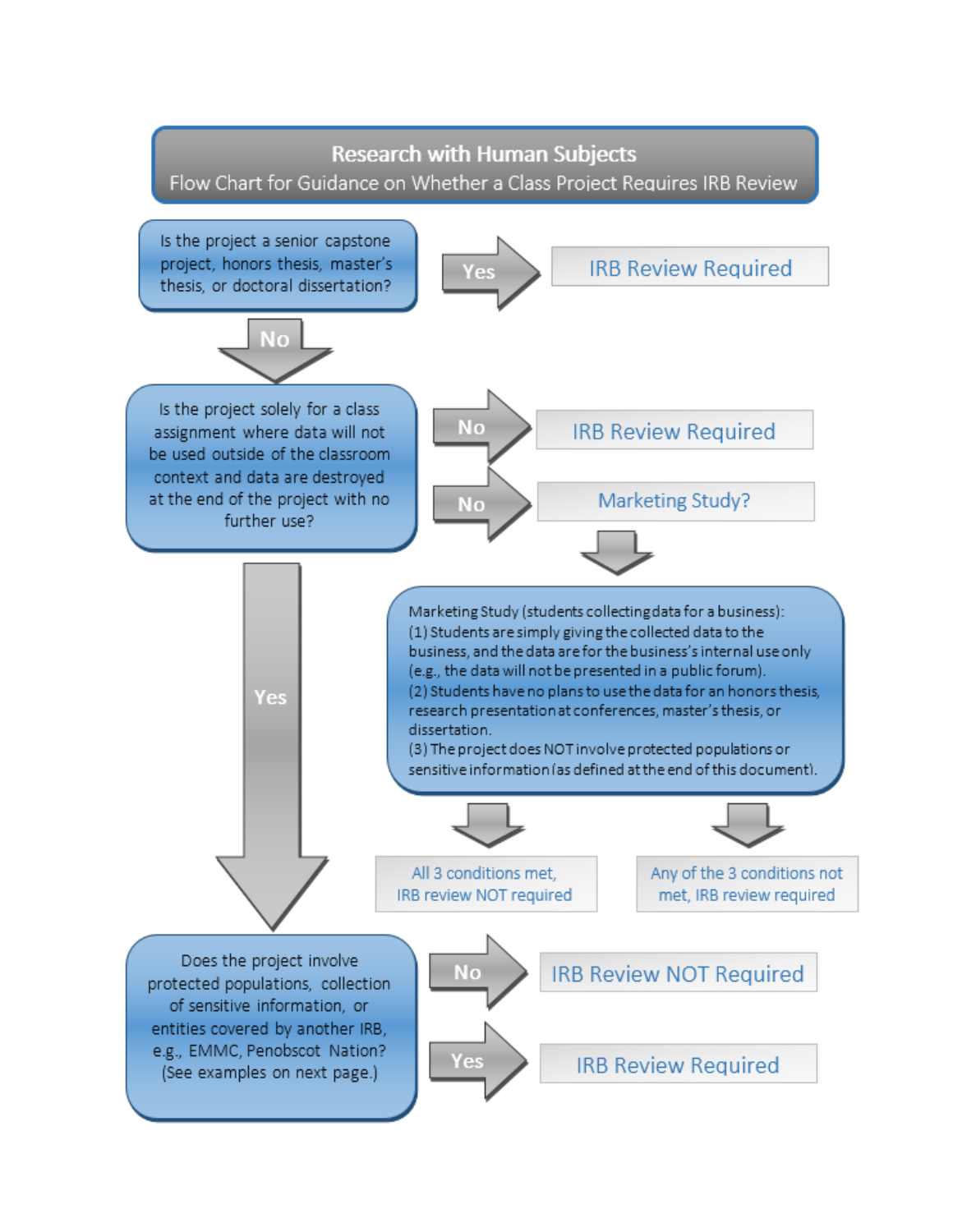# Research with Human Subjects

## Flow Chart for Guidance on Whether a Class Project Requires IRB Review

**Is the project a senior capstone project, honors thesis, master's thesis, or doctoral dissertation?**

- **Yes** → IRB Review Required
- **No** → continue to next question

**Is the project solely for a class assignment where data will not be used outside of the classroom context and data are destroyed at the end of the project with no further use?**

- **No** → IRB Review Required
- **No** → Marketing Study?
- **Yes** → continue to next question

**Marketing Study (students collecting data for a business):**

(1) Students are simply giving the collected data to the business, and the data are for the business's internal use only (e.g., the data will not be presented in a public forum).

(2) Students have no plans to use the data for an honors thesis, research presentation at conferences, master's thesis, or dissertation.

(3) The project does NOT involve protected populations or sensitive information (as defined at the end of this document).

- All 3 conditions met, IRB review NOT required
- Any of the 3 conditions not met, IRB review required

**Does the project involve protected populations, collection of sensitive information, or entities covered by another IRB, e.g., EMMC, Penobscot Nation? (See examples on next page.)**

- **No** → IRB Review NOT Required
- **Yes** → IRB Review Required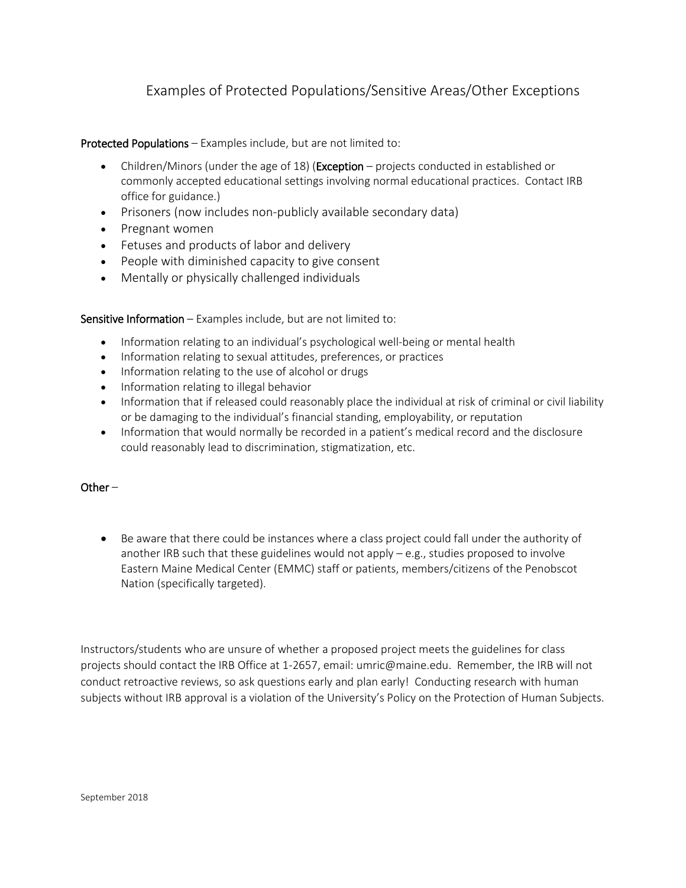# Examples of Protected Populations/Sensitive Areas/Other Exceptions

**Protected Populations** – Examples include, but are not limited to:

- Children/Minors (under the age of 18) (**Exception** – projects conducted in established or commonly accepted educational settings involving normal educational practices. Contact IRB office for guidance.)
- Prisoners (now includes non-publicly available secondary data)
- Pregnant women
- Fetuses and products of labor and delivery
- People with diminished capacity to give consent
- Mentally or physically challenged individuals

**Sensitive Information** – Examples include, but are not limited to:

- Information relating to an individual's psychological well-being or mental health
- Information relating to sexual attitudes, preferences, or practices
- Information relating to the use of alcohol or drugs
- Information relating to illegal behavior
- Information that if released could reasonably place the individual at risk of criminal or civil liability or be damaging to the individual's financial standing, employability, or reputation
- Information that would normally be recorded in a patient's medical record and the disclosure could reasonably lead to discrimination, stigmatization, etc.

**Other** –

- Be aware that there could be instances where a class project could fall under the authority of another IRB such that these guidelines would not apply – e.g., studies proposed to involve Eastern Maine Medical Center (EMMC) staff or patients, members/citizens of the Penobscot Nation (specifically targeted).

Instructors/students who are unsure of whether a proposed project meets the guidelines for class projects should contact the IRB Office at 1-2657, email: umric@maine.edu. Remember, the IRB will not conduct retroactive reviews, so ask questions early and plan early! Conducting research with human subjects without IRB approval is a violation of the University's Policy on the Protection of Human Subjects.

September 2018